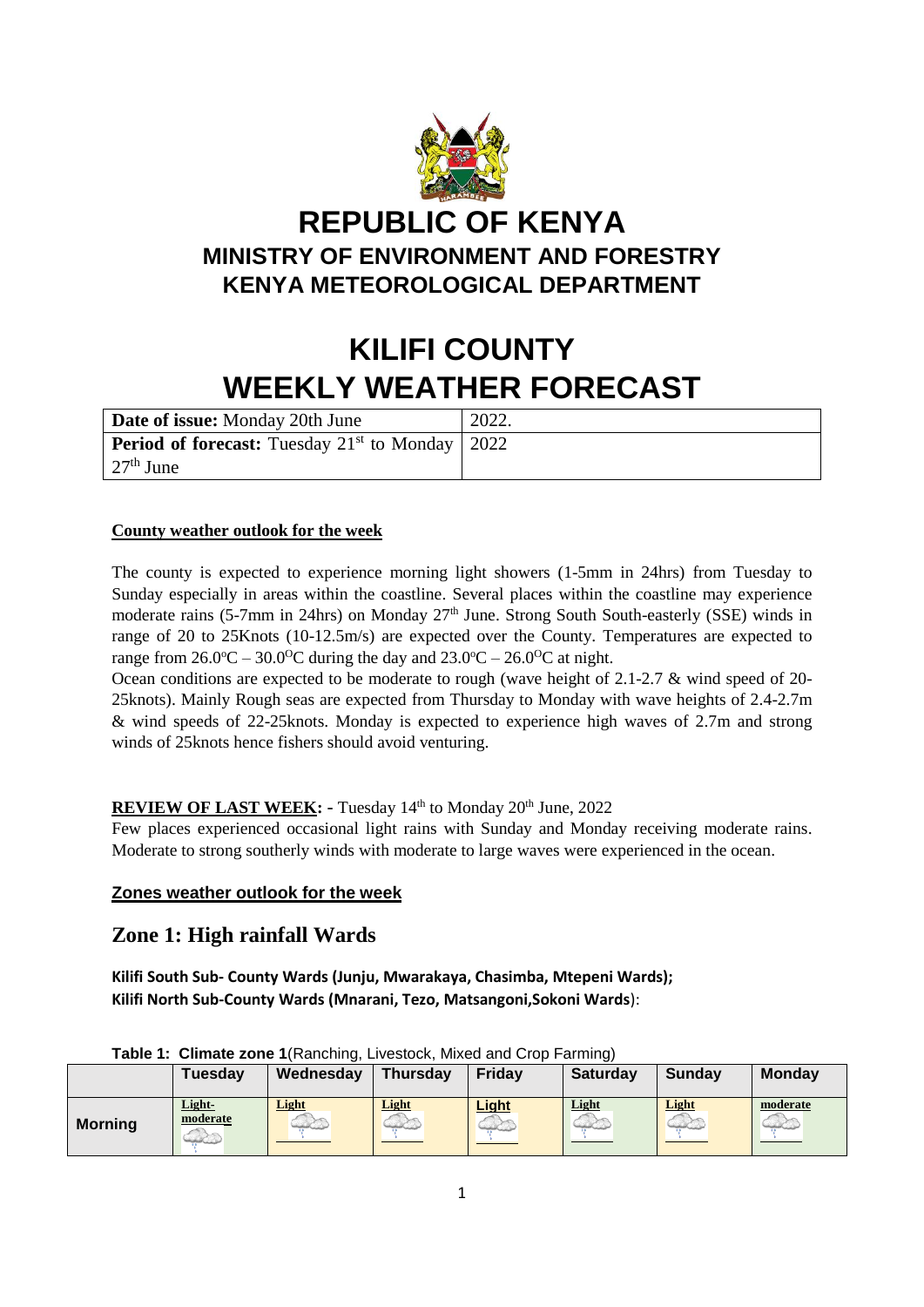# REPUBLIC OF KENYA

## MINISTRY OF ENVIRONMENT AND FORESTRY

## KENYA METEOROLOGICAL DEPARTMENT

# KILIFI COUNTY

# WEEKLY WEATHER FORECAST

| | |
|---|---|
| **Date of issue:** Monday 20th June | 2022. |
| **Period of forecast:** Tuesday 21st to Monday 27th June | 2022 |

### County weather outlook for the week

The county is expected to experience morning light showers (1-5mm in 24hrs) from Tuesday to Sunday especially in areas within the coastline. Several places within the coastline may experience moderate rains (5-7mm in 24hrs) on Monday 27th June. Strong South South-easterly (SSE) winds in range of 20 to 25Knots (10-12.5m/s) are expected over the County. Temperatures are expected to range from $26.0^{o}C – 30.0^{O}C$ during the day and $23.0^{o}C – 26.0^{O}C$ at night.

Ocean conditions are expected to be moderate to rough (wave height of 2.1-2.7 & wind speed of 20-25knots). Mainly Rough seas are expected from Thursday to Monday with wave heights of 2.4-2.7m & wind speeds of 22-25knots. Monday is expected to experience high waves of 2.7m and strong winds of 25knots hence fishers should avoid venturing.

**REVIEW OF LAST WEEK:** - Tuesday 14th to Monday 20th June, 2022

Few places experienced occasional light rains with Sunday and Monday receiving moderate rains. Moderate to strong southerly winds with moderate to large waves were experienced in the ocean.

### Zones weather outlook for the week

## Zone 1: High rainfall Wards

**Kilifi South Sub- County Wards (Junju, Mwarakaya, Chasimba, Mtepeni Wards);**
**Kilifi North Sub-County Wards (Mnarani, Tezo, Matsangoni,Sokoni Wards)**:

**Table 1: Climate zone 1**(Ranching, Livestock, Mixed and Crop Farming)

| | Tuesday | Wednesday | Thursday | Friday | Saturday | Sunday | Monday |
|---|---|---|---|---|---|---|---|
| **Morning** | Light-moderate | Light | Light | Light | Light | Light | moderate |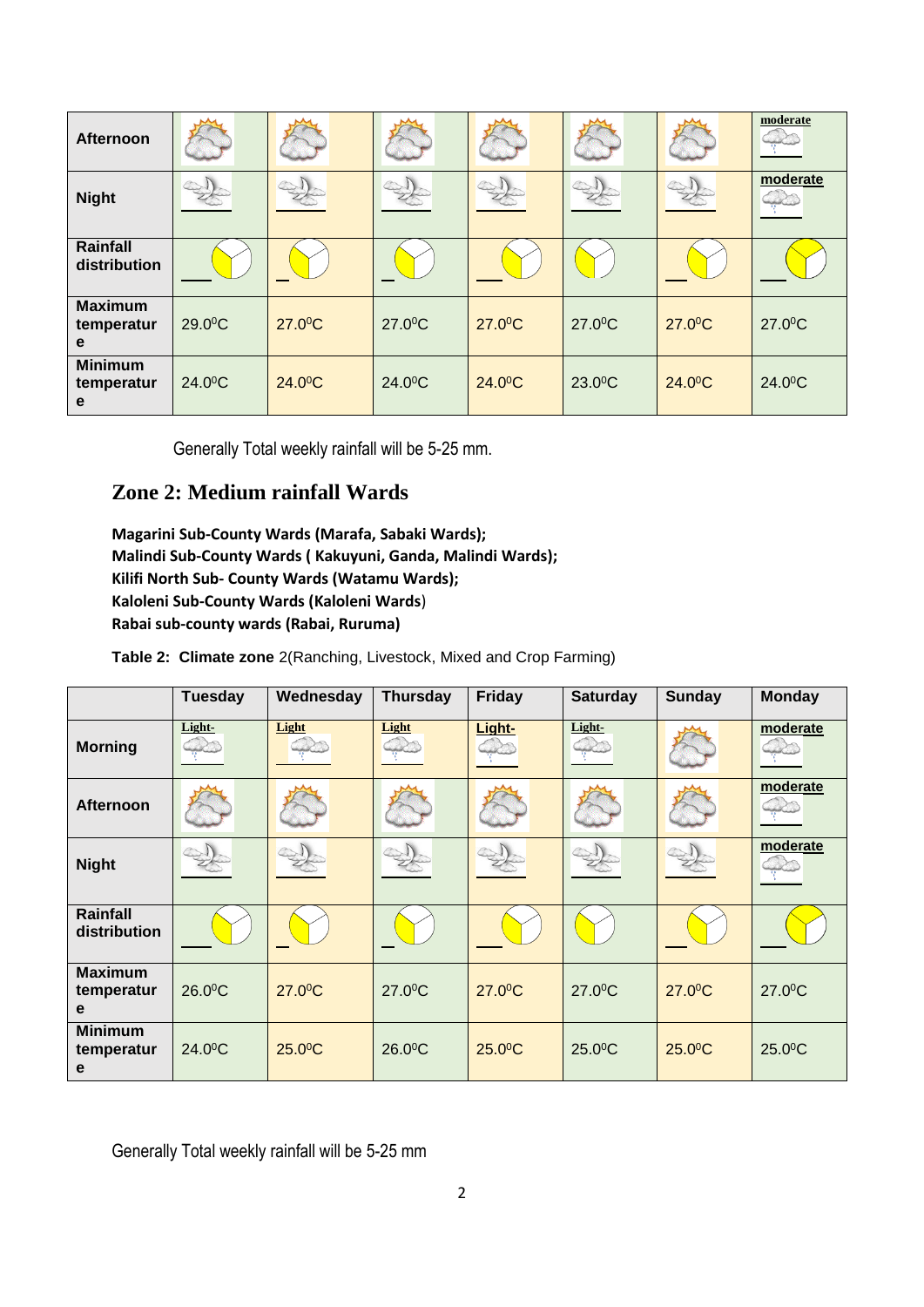| | | | | | | | |
|---|---|---|---|---|---|---|---|
| **Afternoon** | | | | | | | moderate |
| **Night** | | | | | | | moderate |
| **Rainfall distribution** | | | | | | | |
| **Maximum temperature** | 29.0⁰C | 27.0⁰C | 27.0⁰C | 27.0⁰C | 27.0⁰C | 27.0⁰C | 27.0⁰C |
| **Minimum temperature** | 24.0⁰C | 24.0⁰C | 24.0⁰C | 24.0⁰C | 23.0⁰C | 24.0⁰C | 24.0⁰C |

Generally Total weekly rainfall will be 5-25 mm.

## Zone 2: Medium rainfall Wards

**Magarini Sub-County Wards (Marafa, Sabaki Wards);**
**Malindi Sub-County Wards ( Kakuyuni, Ganda, Malindi Wards);**
**Kilifi North Sub- County Wards (Watamu Wards);**
**Kaloleni Sub-County Wards (Kaloleni Wards)**
**Rabai sub-county wards (Rabai, Ruruma)**

**Table 2: Climate zone** 2(Ranching, Livestock, Mixed and Crop Farming)

| | Tuesday | Wednesday | Thursday | Friday | Saturday | Sunday | Monday |
|---|---|---|---|---|---|---|---|
| **Morning** | Light- | Light | Light | Light- | Light- | | moderate |
| **Afternoon** | | | | | | | moderate |
| **Night** | | | | | | | moderate |
| **Rainfall distribution** | | | | | | | |
| **Maximum temperature** | 26.0⁰C | 27.0⁰C | 27.0⁰C | 27.0⁰C | 27.0⁰C | 27.0⁰C | 27.0⁰C |
| **Minimum temperature** | 24.0⁰C | 25.0⁰C | 26.0⁰C | 25.0⁰C | 25.0⁰C | 25.0⁰C | 25.0⁰C |

Generally Total weekly rainfall will be 5-25 mm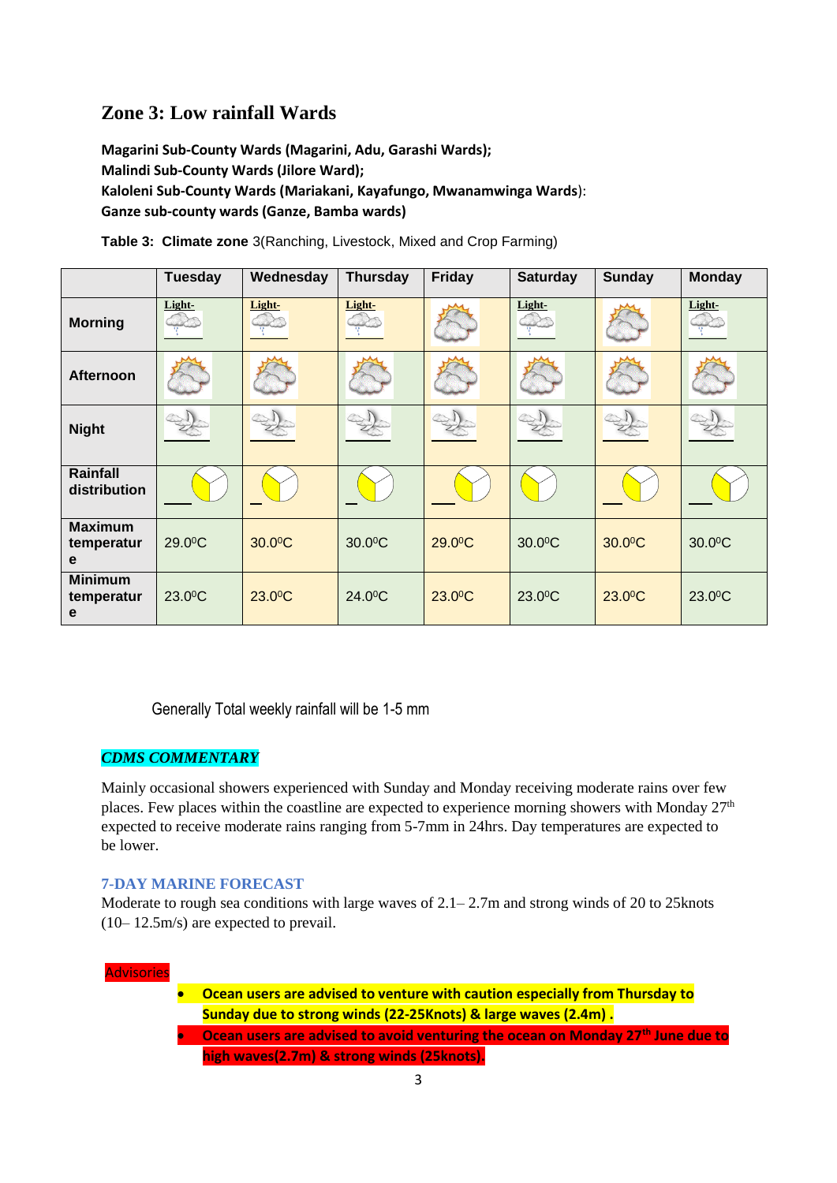# Zone 3: Low rainfall Wards

**Magarini Sub-County Wards (Magarini, Adu, Garashi Wards);**
**Malindi Sub-County Wards (Jilore Ward);**
**Kaloleni Sub-County Wards (Mariakani, Kayafungo, Mwanamwinga Wards):**
**Ganze sub-county wards (Ganze, Bamba wards)**

**Table 3: Climate zone** 3(Ranching, Livestock, Mixed and Crop Farming)

| | Tuesday | Wednesday | Thursday | Friday | Saturday | Sunday | Monday |
|---|---|---|---|---|---|---|---|
| **Morning** | Light- | Light- | Light- | | Light- | | Light- |
| **Afternoon** | | | | | | | |
| **Night** | | | | | | | |
| **Rainfall distribution** | | | | | | | |
| **Maximum temperature** | 29.0⁰C | 30.0⁰C | 30.0⁰C | 29.0⁰C | 30.0⁰C | 30.0⁰C | 30.0⁰C |
| **Minimum temperature** | 23.0⁰C | 23.0⁰C | 24.0⁰C | 23.0⁰C | 23.0⁰C | 23.0⁰C | 23.0⁰C |

Generally Total weekly rainfall will be 1-5 mm

***CDMS COMMENTARY***

Mainly occasional showers experienced with Sunday and Monday receiving moderate rains over few places. Few places within the coastline are expected to experience morning showers with Monday 27th expected to receive moderate rains ranging from 5-7mm in 24hrs. Day temperatures are expected to be lower.

**7-DAY MARINE FORECAST**

Moderate to rough sea conditions with large waves of 2.1– 2.7m and strong winds of 20 to 25knots (10– 12.5m/s) are expected to prevail.

Advisories

- **Ocean users are advised to venture with caution especially from Thursday to Sunday due to strong winds (22-25Knots) & large waves (2.4m) .**
- **Ocean users are advised to avoid venturing the ocean on Monday 27th June due to high waves(2.7m) & strong winds (25knots).**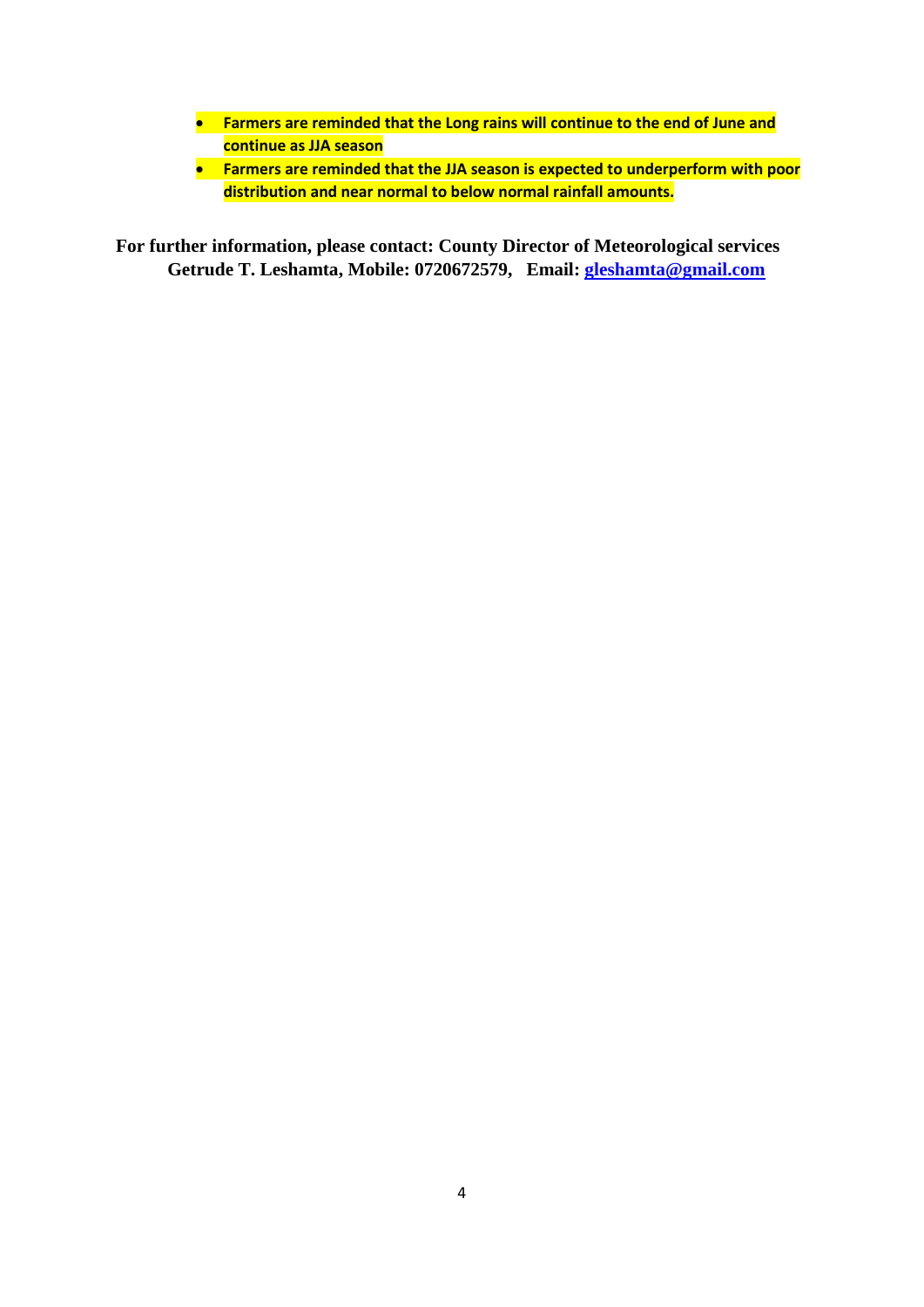- **Farmers are reminded that the Long rains will continue to the end of June and continue as JJA season**
- **Farmers are reminded that the JJA season is expected to underperform with poor distribution and near normal to below normal rainfall amounts.**

**For further information, please contact: County Director of Meteorological services Getrude T. Leshamta, Mobile: 0720672579, Email: gleshamta@gmail.com**